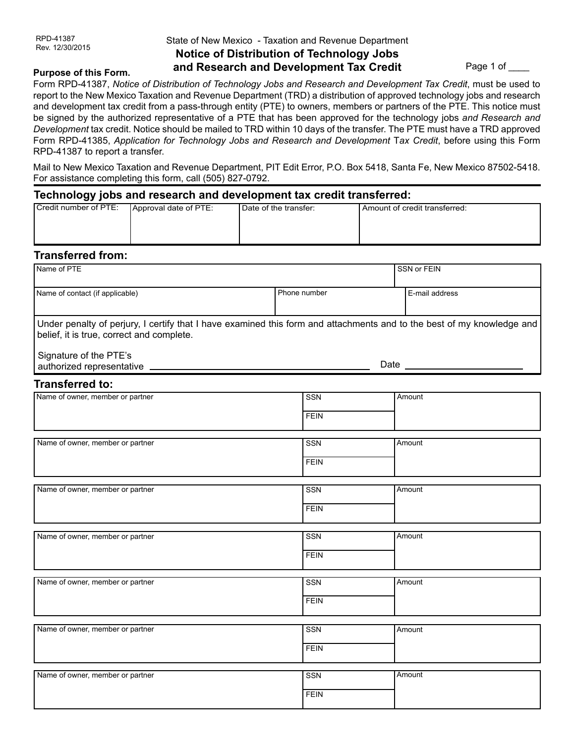RPD-41387
Rev. 12/30/2015

State of New Mexico - Taxation and Revenue Department

# Notice of Distribution of Technology Jobs and Research and Development Tax Credit

Page 1 of ____

**Purpose of this Form.**
Form RPD-41387, *Notice of Distribution of Technology Jobs and Research and Development Tax Credit*, must be used to report to the New Mexico Taxation and Revenue Department (TRD) a distribution of approved technology jobs and research and development tax credit from a pass-through entity (PTE) to owners, members or partners of the PTE. This notice must be signed by the authorized representative of a PTE that has been approved for the technology jobs *and Research and Development* tax credit. Notice should be mailed to TRD within 10 days of the transfer. The PTE must have a TRD approved Form RPD-41385, *Application for Technology Jobs and Research and Development* Tax *Credit*, before using this Form RPD-41387 to report a transfer.

Mail to New Mexico Taxation and Revenue Department, PIT Edit Error, P.O. Box 5418, Santa Fe, New Mexico 87502-5418. For assistance completing this form, call (505) 827-0792.

## Technology jobs and research and development tax credit transferred:

| Credit number of PTE: | Approval date of PTE: | Date of the transfer: | Amount of credit transferred: |
|---|---|---|---|
| | | | |

## Transferred from:

| Name of PTE | | SSN or FEIN |
|---|---|---|
| | | |
| **Name of contact (if applicable)** | **Phone number** | **E-mail address** |
| | | |

Under penalty of perjury, I certify that I have examined this form and attachments and to the best of my knowledge and belief, it is true, correct and complete.

Signature of the PTE's authorized representative ______________________________ Date ____________________

## Transferred to:

| Name of owner, member or partner | SSN / FEIN | Amount |
|---|---|---|
| | SSN<br>FEIN | |
| | SSN<br>FEIN | |
| | SSN<br>FEIN | |
| | SSN<br>FEIN | |
| | SSN<br>FEIN | |
| | SSN<br>FEIN | |
| | SSN<br>FEIN | |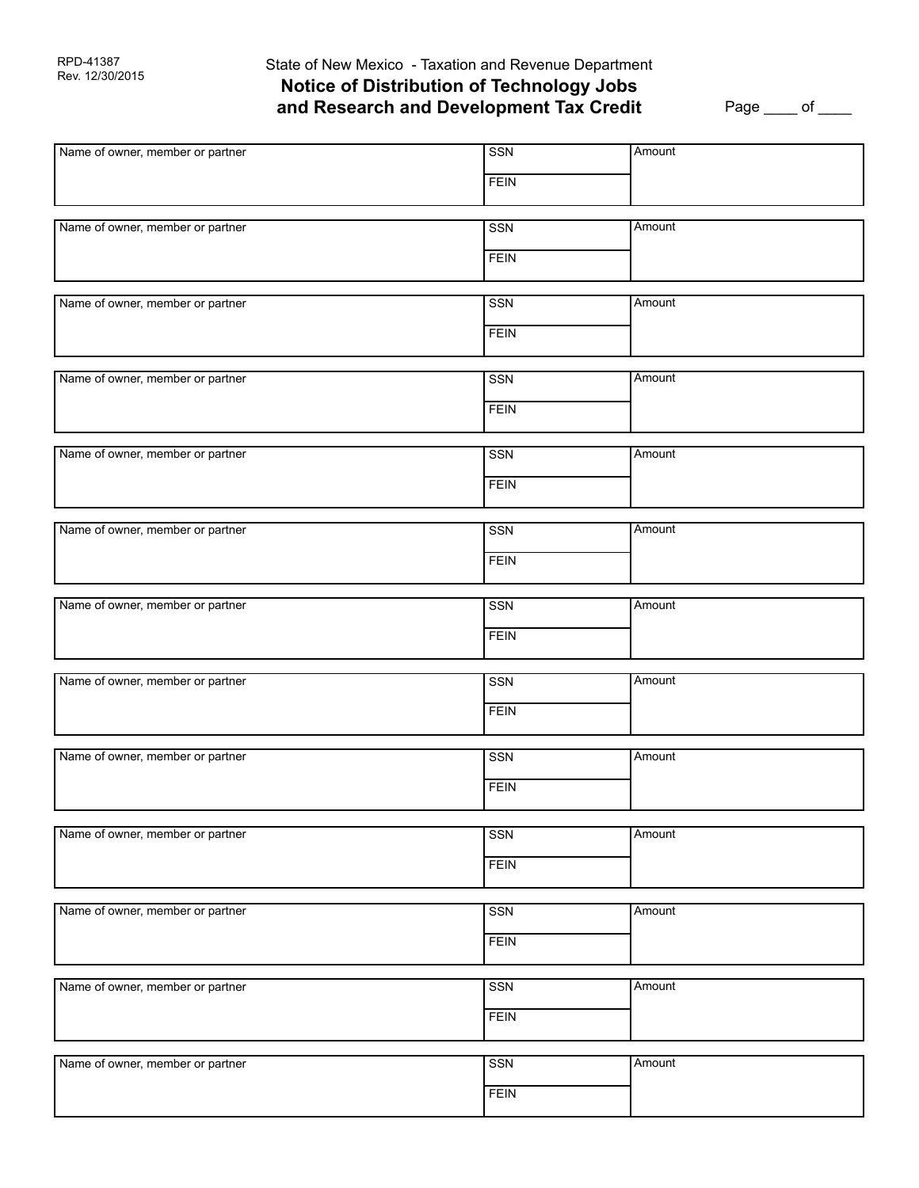RPD-41387
Rev. 12/30/2015

State of New Mexico - Taxation and Revenue Department

# Notice of Distribution of Technology Jobs and Research and Development Tax Credit

Page ____ of ____

| Name of owner, member or partner | SSN / FEIN | Amount |
|---|---|---|
| | SSN | |
| | FEIN | |

| Name of owner, member or partner | SSN / FEIN | Amount |
|---|---|---|
| | SSN | |
| | FEIN | |

| Name of owner, member or partner | SSN / FEIN | Amount |
|---|---|---|
| | SSN | |
| | FEIN | |

| Name of owner, member or partner | SSN / FEIN | Amount |
|---|---|---|
| | SSN | |
| | FEIN | |

| Name of owner, member or partner | SSN / FEIN | Amount |
|---|---|---|
| | SSN | |
| | FEIN | |

| Name of owner, member or partner | SSN / FEIN | Amount |
|---|---|---|
| | SSN | |
| | FEIN | |

| Name of owner, member or partner | SSN / FEIN | Amount |
|---|---|---|
| | SSN | |
| | FEIN | |

| Name of owner, member or partner | SSN / FEIN | Amount |
|---|---|---|
| | SSN | |
| | FEIN | |

| Name of owner, member or partner | SSN / FEIN | Amount |
|---|---|---|
| | SSN | |
| | FEIN | |

| Name of owner, member or partner | SSN / FEIN | Amount |
|---|---|---|
| | SSN | |
| | FEIN | |

| Name of owner, member or partner | SSN / FEIN | Amount |
|---|---|---|
| | SSN | |
| | FEIN | |

| Name of owner, member or partner | SSN / FEIN | Amount |
|---|---|---|
| | SSN | |
| | FEIN | |

| Name of owner, member or partner | SSN / FEIN | Amount |
|---|---|---|
| | SSN | |
| | FEIN | |